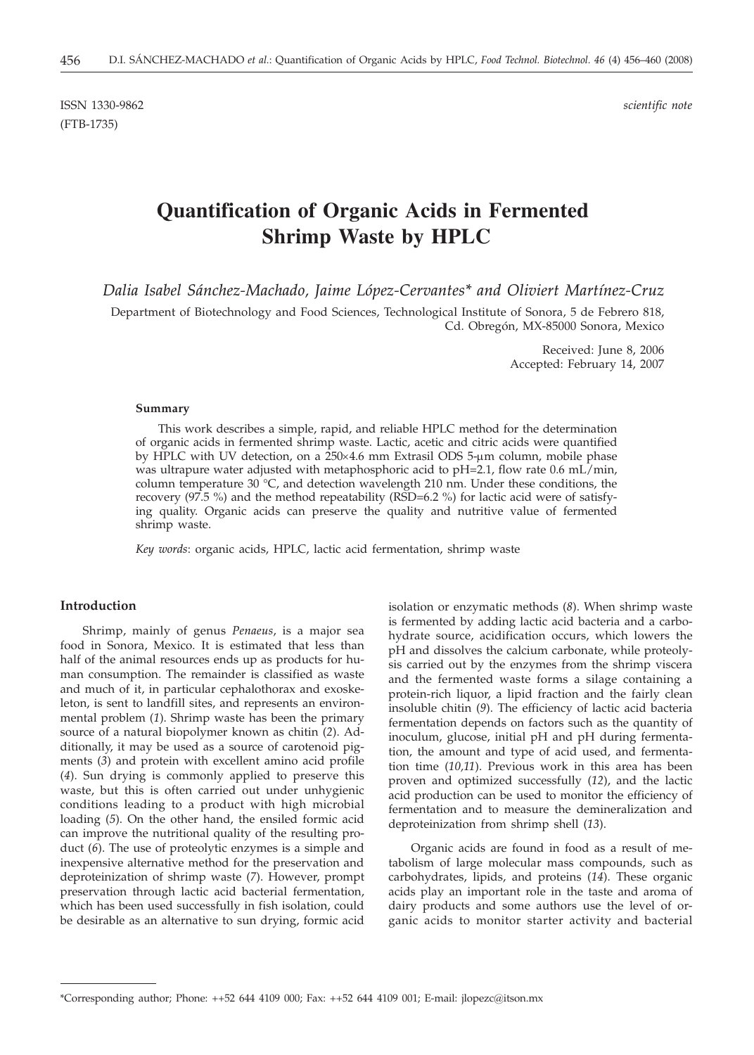ISSN 1330-9862 *scientific note*
(FTB-1735)

# Quantification of Organic Acids in Fermented Shrimp Waste by HPLC

*Dalia Isabel Sánchez-Machado, Jaime López-Cervantes\* and Oliviert Martínez-Cruz*

Department of Biotechnology and Food Sciences, Technological Institute of Sonora, 5 de Febrero 818, Cd. Obregón, MX-85000 Sonora, Mexico

Received: June 8, 2006
Accepted: February 14, 2007

### Summary

This work describes a simple, rapid, and reliable HPLC method for the determination of organic acids in fermented shrimp waste. Lactic, acetic and citric acids were quantified by HPLC with UV detection, on a 250×4.6 mm Extrasil ODS 5-µm column, mobile phase was ultrapure water adjusted with metaphosphoric acid to pH=2.1, flow rate 0.6 mL/min, column temperature 30 °C, and detection wavelength 210 nm. Under these conditions, the recovery (97.5 %) and the method repeatability (RSD=6.2 %) for lactic acid were of satisfying quality. Organic acids can preserve the quality and nutritive value of fermented shrimp waste.

*Key words*: organic acids, HPLC, lactic acid fermentation, shrimp waste

## Introduction

Shrimp, mainly of genus *Penaeus*, is a major sea food in Sonora, Mexico. It is estimated that less than half of the animal resources ends up as products for human consumption. The remainder is classified as waste and much of it, in particular cephalothorax and exoskeleton, is sent to landfill sites, and represents an environmental problem (*1*). Shrimp waste has been the primary source of a natural biopolymer known as chitin (*2*). Additionally, it may be used as a source of carotenoid pigments (*3*) and protein with excellent amino acid profile (*4*). Sun drying is commonly applied to preserve this waste, but this is often carried out under unhygienic conditions leading to a product with high microbial loading (*5*). On the other hand, the ensiled formic acid can improve the nutritional quality of the resulting product (*6*). The use of proteolytic enzymes is a simple and inexpensive alternative method for the preservation and deproteinization of shrimp waste (*7*). However, prompt preservation through lactic acid bacterial fermentation, which has been used successfully in fish isolation, could be desirable as an alternative to sun drying, formic acid isolation or enzymatic methods (*8*). When shrimp waste is fermented by adding lactic acid bacteria and a carbohydrate source, acidification occurs, which lowers the pH and dissolves the calcium carbonate, while proteolysis carried out by the enzymes from the shrimp viscera and the fermented waste forms a silage containing a protein-rich liquor, a lipid fraction and the fairly clean insoluble chitin (*9*). The efficiency of lactic acid bacteria fermentation depends on factors such as the quantity of inoculum, glucose, initial pH and pH during fermentation, the amount and type of acid used, and fermentation time (*10,11*). Previous work in this area has been proven and optimized successfully (*12*), and the lactic acid production can be used to monitor the efficiency of fermentation and to measure the demineralization and deproteinization from shrimp shell (*13*).

Organic acids are found in food as a result of metabolism of large molecular mass compounds, such as carbohydrates, lipids, and proteins (*14*). These organic acids play an important role in the taste and aroma of dairy products and some authors use the level of organic acids to monitor starter activity and bacterial

\*Corresponding author; Phone: ++52 644 4109 000; Fax: ++52 644 4109 001; E-mail: jlopezc@itson.mx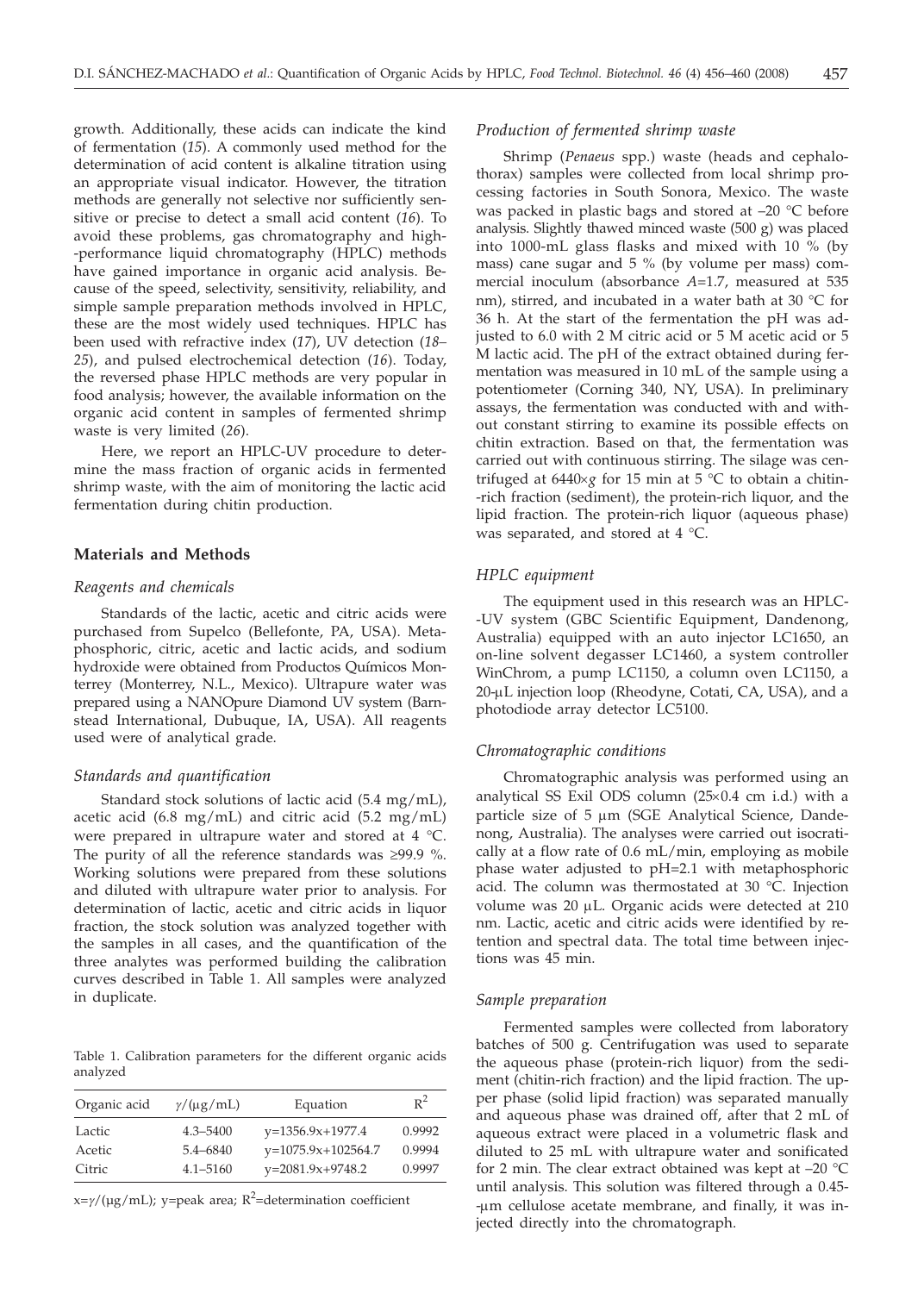growth. Additionally, these acids can indicate the kind of fermentation (*15*). A commonly used method for the determination of acid content is alkaline titration using an appropriate visual indicator. However, the titration methods are generally not selective nor sufficiently sensitive or precise to detect a small acid content (*16*). To avoid these problems, gas chromatography and high-performance liquid chromatography (HPLC) methods have gained importance in organic acid analysis. Because of the speed, selectivity, sensitivity, reliability, and simple sample preparation methods involved in HPLC, these are the most widely used techniques. HPLC has been used with refractive index (*17*), UV detection (*18–25*), and pulsed electrochemical detection (*16*). Today, the reversed phase HPLC methods are very popular in food analysis; however, the available information on the organic acid content in samples of fermented shrimp waste is very limited (*26*).

Here, we report an HPLC-UV procedure to determine the mass fraction of organic acids in fermented shrimp waste, with the aim of monitoring the lactic acid fermentation during chitin production.

## Materials and Methods

### *Reagents and chemicals*

Standards of the lactic, acetic and citric acids were purchased from Supelco (Bellefonte, PA, USA). Metaphosphoric, citric, acetic and lactic acids, and sodium hydroxide were obtained from Productos Químicos Monterrey (Monterrey, N.L., Mexico). Ultrapure water was prepared using a NANOpure Diamond UV system (Barnstead International, Dubuque, IA, USA). All reagents used were of analytical grade.

### *Standards and quantification*

Standard stock solutions of lactic acid (5.4 mg/mL), acetic acid (6.8 mg/mL) and citric acid (5.2 mg/mL) were prepared in ultrapure water and stored at 4 °C. The purity of all the reference standards was ≥99.9 %. Working solutions were prepared from these solutions and diluted with ultrapure water prior to analysis. For determination of lactic, acetic and citric acids in liquor fraction, the stock solution was analyzed together with the samples in all cases, and the quantification of the three analytes was performed building the calibration curves described in Table 1. All samples were analyzed in duplicate.

Table 1. Calibration parameters for the different organic acids analyzed

| Organic acid | $\gamma$/(μg/mL) | Equation | $R^2$ |
|---|---|---|---|
| Lactic | 4.3–5400 | $y=1356.9x+1977.4$ | 0.9992 |
| Acetic | 5.4–6840 | $y=1075.9x+102564.7$ | 0.9994 |
| Citric | 4.1–5160 | $y=2081.9x+9748.2$ | 0.9997 |

$x=\gamma/(\mu g/mL)$; y=peak area; $R^2$=determination coefficient

### *Production of fermented shrimp waste*

Shrimp (*Penaeus* spp.) waste (heads and cephalothorax) samples were collected from local shrimp processing factories in South Sonora, Mexico. The waste was packed in plastic bags and stored at –20 °C before analysis. Slightly thawed minced waste (500 g) was placed into 1000-mL glass flasks and mixed with 10 % (by mass) cane sugar and 5 % (by volume per mass) commercial inoculum (absorbance *A*=1.7, measured at 535 nm), stirred, and incubated in a water bath at 30 °C for 36 h. At the start of the fermentation the pH was adjusted to 6.0 with 2 M citric acid or 5 M acetic acid or 5 M lactic acid. The pH of the extract obtained during fermentation was measured in 10 mL of the sample using a potentiometer (Corning 340, NY, USA). In preliminary assays, the fermentation was conducted with and without constant stirring to examine its possible effects on chitin extraction. Based on that, the fermentation was carried out with continuous stirring. The silage was centrifuged at 6440×*g* for 15 min at 5 °C to obtain a chitin-rich fraction (sediment), the protein-rich liquor, and the lipid fraction. The protein-rich liquor (aqueous phase) was separated, and stored at 4 °C.

### *HPLC equipment*

The equipment used in this research was an HPLC-UV system (GBC Scientific Equipment, Dandenong, Australia) equipped with an auto injector LC1650, an on-line solvent degasser LC1460, a system controller WinChrom, a pump LC1150, a column oven LC1150, a 20-μL injection loop (Rheodyne, Cotati, CA, USA), and a photodiode array detector LC5100.

### *Chromatographic conditions*

Chromatographic analysis was performed using an analytical SS Exil ODS column (25×0.4 cm i.d.) with a particle size of 5 μm (SGE Analytical Science, Dandenong, Australia). The analyses were carried out isocratically at a flow rate of 0.6 mL/min, employing as mobile phase water adjusted to pH=2.1 with metaphosphoric acid. The column was thermostated at 30 °C. Injection volume was 20 μL. Organic acids were detected at 210 nm. Lactic, acetic and citric acids were identified by retention and spectral data. The total time between injections was 45 min.

### *Sample preparation*

Fermented samples were collected from laboratory batches of 500 g. Centrifugation was used to separate the aqueous phase (protein-rich liquor) from the sediment (chitin-rich fraction) and the lipid fraction. The upper phase (solid lipid fraction) was separated manually and aqueous phase was drained off, after that 2 mL of aqueous extract were placed in a volumetric flask and diluted to 25 mL with ultrapure water and sonificated for 2 min. The clear extract obtained was kept at –20 °C until analysis. This solution was filtered through a 0.45-μm cellulose acetate membrane, and finally, it was injected directly into the chromatograph.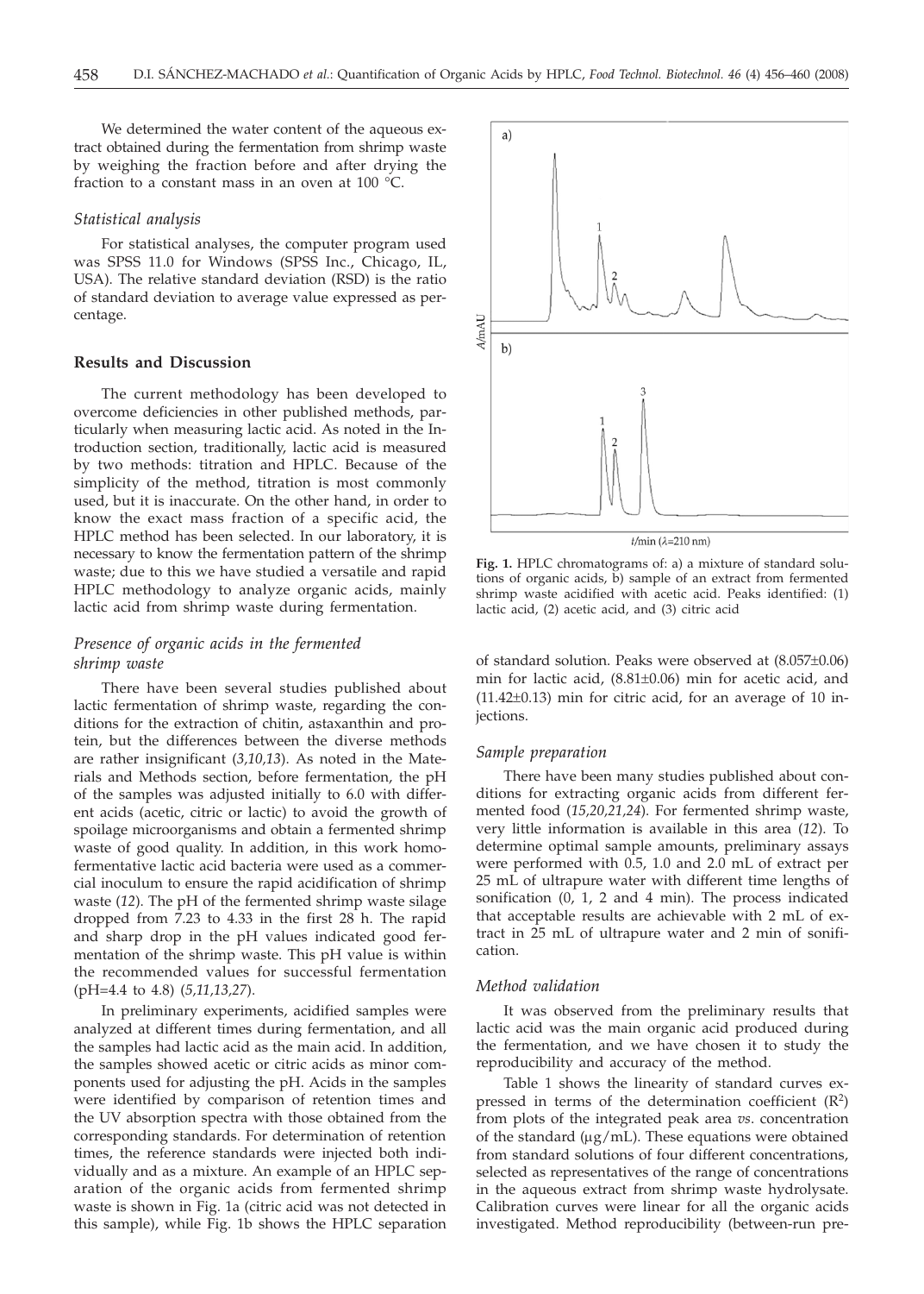We determined the water content of the aqueous extract obtained during the fermentation from shrimp waste by weighing the fraction before and after drying the fraction to a constant mass in an oven at 100 °C.

### *Statistical analysis*

For statistical analyses, the computer program used was SPSS 11.0 for Windows (SPSS Inc., Chicago, IL, USA). The relative standard deviation (RSD) is the ratio of standard deviation to average value expressed as percentage.

## Results and Discussion

The current methodology has been developed to overcome deficiencies in other published methods, particularly when measuring lactic acid. As noted in the Introduction section, traditionally, lactic acid is measured by two methods: titration and HPLC. Because of the simplicity of the method, titration is most commonly used, but it is inaccurate. On the other hand, in order to know the exact mass fraction of a specific acid, the HPLC method has been selected. In our laboratory, it is necessary to know the fermentation pattern of the shrimp waste; due to this we have studied a versatile and rapid HPLC methodology to analyze organic acids, mainly lactic acid from shrimp waste during fermentation.

### *Presence of organic acids in the fermented shrimp waste*

There have been several studies published about lactic fermentation of shrimp waste, regarding the conditions for the extraction of chitin, astaxanthin and protein, but the differences between the diverse methods are rather insignificant (*3,10,13*). As noted in the Materials and Methods section, before fermentation, the pH of the samples was adjusted initially to 6.0 with different acids (acetic, citric or lactic) to avoid the growth of spoilage microorganisms and obtain a fermented shrimp waste of good quality. In addition, in this work homofermentative lactic acid bacteria were used as a commercial inoculum to ensure the rapid acidification of shrimp waste (*12*). The pH of the fermented shrimp waste silage dropped from 7.23 to 4.33 in the first 28 h. The rapid and sharp drop in the pH values indicated good fermentation of the shrimp waste. This pH value is within the recommended values for successful fermentation (pH=4.4 to 4.8) (*5,11,13,27*).

In preliminary experiments, acidified samples were analyzed at different times during fermentation, and all the samples had lactic acid as the main acid. In addition, the samples showed acetic or citric acids as minor components used for adjusting the pH. Acids in the samples were identified by comparison of retention times and the UV absorption spectra with those obtained from the corresponding standards. For determination of retention times, the reference standards were injected both individually and as a mixture. An example of an HPLC separation of the organic acids from fermented shrimp waste is shown in Fig. 1a (citric acid was not detected in this sample), while Fig. 1b shows the HPLC separation of standard solution. Peaks were observed at (8.057±0.06) min for lactic acid, (8.81±0.06) min for acetic acid, and (11.42±0.13) min for citric acid, for an average of 10 injections.

**Fig. 1.** HPLC chromatograms of: a) a mixture of standard solutions of organic acids, b) sample of an extract from fermented shrimp waste acidified with acetic acid. Peaks identified: (1) lactic acid, (2) acetic acid, and (3) citric acid

### *Sample preparation*

There have been many studies published about conditions for extracting organic acids from different fermented food (*15,20,21,24*). For fermented shrimp waste, very little information is available in this area (*12*). To determine optimal sample amounts, preliminary assays were performed with 0.5, 1.0 and 2.0 mL of extract per 25 mL of ultrapure water with different time lengths of sonification (0, 1, 2 and 4 min). The process indicated that acceptable results are achievable with 2 mL of extract in 25 mL of ultrapure water and 2 min of sonification.

### *Method validation*

It was observed from the preliminary results that lactic acid was the main organic acid produced during the fermentation, and we have chosen it to study the reproducibility and accuracy of the method.

Table 1 shows the linearity of standard curves expressed in terms of the determination coefficient ($R^2$) from plots of the integrated peak area *vs*. concentration of the standard (μg/mL). These equations were obtained from standard solutions of four different concentrations, selected as representatives of the range of concentrations in the aqueous extract from shrimp waste hydrolysate. Calibration curves were linear for all the organic acids investigated. Method reproducibility (between-run pre-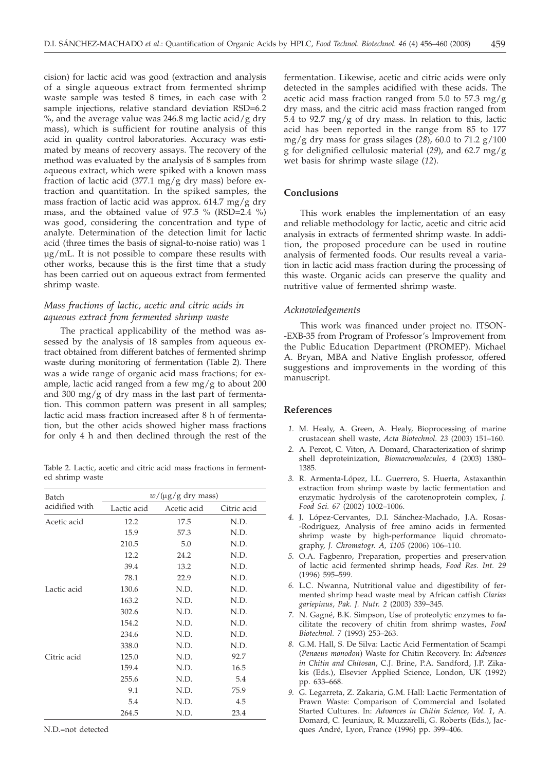cision) for lactic acid was good (extraction and analysis of a single aqueous extract from fermented shrimp waste sample was tested 8 times, in each case with 2 sample injections, relative standard deviation RSD=6.2 %, and the average value was 246.8 mg lactic acid/g dry mass), which is sufficient for routine analysis of this acid in quality control laboratories. Accuracy was estimated by means of recovery assays. The recovery of the method was evaluated by the analysis of 8 samples from aqueous extract, which were spiked with a known mass fraction of lactic acid (377.1 mg/g dry mass) before extraction and quantitation. In the spiked samples, the mass fraction of lactic acid was approx. 614.7 mg/g dry mass, and the obtained value of 97.5 % (RSD=2.4 %) was good, considering the concentration and type of analyte. Determination of the detection limit for lactic acid (three times the basis of signal-to-noise ratio) was 1 μg/mL. It is not possible to compare these results with other works, because this is the first time that a study has been carried out on aqueous extract from fermented shrimp waste.

### *Mass fractions of lactic, acetic and citric acids in aqueous extract from fermented shrimp waste*

The practical applicability of the method was assessed by the analysis of 18 samples from aqueous extract obtained from different batches of fermented shrimp waste during monitoring of fermentation (Table 2). There was a wide range of organic acid mass fractions; for example, lactic acid ranged from a few mg/g to about 200 and 300 mg/g of dry mass in the last part of fermentation. This common pattern was present in all samples; lactic acid mass fraction increased after 8 h of fermentation, but the other acids showed higher mass fractions for only 4 h and then declined through the rest of the fermentation. Likewise, acetic and citric acids were only detected in the samples acidified with these acids. The acetic acid mass fraction ranged from 5.0 to 57.3 mg/g dry mass, and the citric acid mass fraction ranged from 5.4 to 92.7 mg/g of dry mass. In relation to this, lactic acid has been reported in the range from 85 to 177 mg/g dry mass for grass silages (*28*), 60.0 to 71.2 g/100 g for delignified cellulosic material (*29*), and 62.7 mg/g wet basis for shrimp waste silage (*12*).

Table 2. Lactic, acetic and citric acid mass fractions in fermented shrimp waste

| Batch acidified with | $w$/(μg/g dry mass) | | |
|---|---|---|---|
| | Lactic acid | Acetic acid | Citric acid |
| Acetic acid | 12.2 | 17.5 | N.D. |
| | 15.9 | 57.3 | N.D. |
| | 210.5 | 5.0 | N.D. |
| | 12.2 | 24.2 | N.D. |
| | 39.4 | 13.2 | N.D. |
| | 78.1 | 22.9 | N.D. |
| Lactic acid | 130.6 | N.D. | N.D. |
| | 163.2 | N.D. | N.D. |
| | 302.6 | N.D. | N.D. |
| | 154.2 | N.D. | N.D. |
| | 234.6 | N.D. | N.D. |
| | 338.0 | N.D. | N.D. |
| Citric acid | 125.0 | N.D. | 92.7 |
| | 159.4 | N.D. | 16.5 |
| | 255.6 | N.D. | 5.4 |
| | 9.1 | N.D. | 75.9 |
| | 5.4 | N.D. | 4.5 |
| | 264.5 | N.D. | 23.4 |

N.D.=not detected

## Conclusions

This work enables the implementation of an easy and reliable methodology for lactic, acetic and citric acid analysis in extracts of fermented shrimp waste. In addition, the proposed procedure can be used in routine analysis of fermented foods. Our results reveal a variation in lactic acid mass fraction during the processing of this waste. Organic acids can preserve the quality and nutritive value of fermented shrimp waste.

### *Acknowledgements*

This work was financed under project no. ITSON-EXB-35 from Program of Professor's Improvement from the Public Education Department (PROMEP). Michael A. Bryan, MBA and Native English professor, offered suggestions and improvements in the wording of this manuscript.

## References

1. M. Healy, A. Green, A. Healy, Bioprocessing of marine crustacean shell waste, *Acta Biotechnol. 23* (2003) 151–160.
2. A. Percot, C. Viton, A. Domard, Characterization of shrimp shell deproteinization, *Biomacromolecules, 4* (2003) 1380–1385.
3. R. Armenta-López, I.L. Guerrero, S. Huerta, Astaxanthin extraction from shrimp waste by lactic fermentation and enzymatic hydrolysis of the carotenoprotein complex, *J. Food Sci. 67* (2002) 1002–1006.
4. J. López-Cervantes, D.I. Sánchez-Machado, J.A. Rosas-Rodríguez, Analysis of free amino acids in fermented shrimp waste by high-performance liquid chromatography, *J. Chromatogr. A, 1105* (2006) 106–110.
5. O.A. Fagbenro, Preparation, properties and preservation of lactic acid fermented shrimp heads, *Food Res. Int. 29* (1996) 595–599.
6. L.C. Nwanna, Nutritional value and digestibility of fermented shrimp head waste meal by African catfish *Clarias gariepinus*, *Pak. J. Nutr. 2* (2003) 339–345.
7. N. Gagné, B.K. Simpson, Use of proteolytic enzymes to facilitate the recovery of chitin from shrimp wastes, *Food Biotechnol. 7* (1993) 253–263.
8. G.M. Hall, S. De Silva: Lactic Acid Fermentation of Scampi (*Penaeus monodon*) Waste for Chitin Recovery. In: *Advances in Chitin and Chitosan*, C.J. Brine, P.A. Sandford, J.P. Zikakis (Eds.), Elsevier Applied Science, London, UK (1992) pp. 633–668.
9. G. Legarreta, Z. Zakaria, G.M. Hall: Lactic Fermentation of Prawn Waste: Comparison of Commercial and Isolated Started Cultures. In: *Advances in Chitin Science*, *Vol. 1*, A. Domard, C. Jeuniaux, R. Muzzarelli, G. Roberts (Eds.), Jacques André, Lyon, France (1996) pp. 399–406.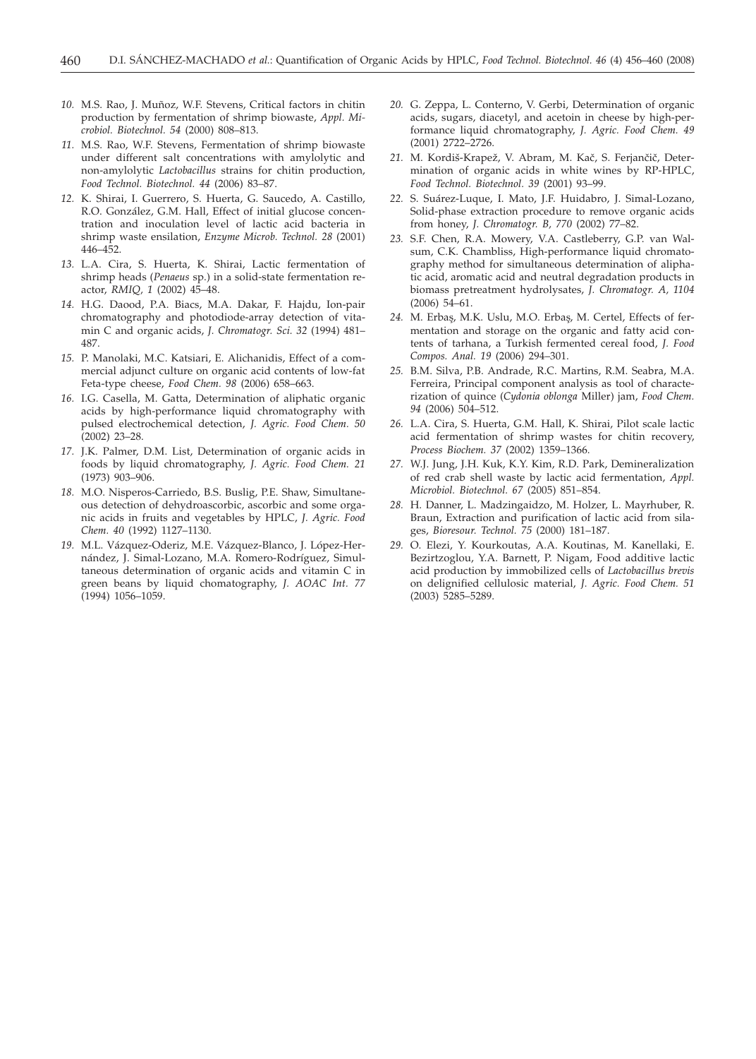*10.* M.S. Rao, J. Muñoz, W.F. Stevens, Critical factors in chitin production by fermentation of shrimp biowaste, *Appl. Microbiol. Biotechnol. 54* (2000) 808–813.

*11.* M.S. Rao, W.F. Stevens, Fermentation of shrimp biowaste under different salt concentrations with amylolytic and non-amylolytic *Lactobacillus* strains for chitin production, *Food Technol. Biotechnol. 44* (2006) 83–87.

*12.* K. Shirai, I. Guerrero, S. Huerta, G. Saucedo, A. Castillo, R.O. González, G.M. Hall, Effect of initial glucose concentration and inoculation level of lactic acid bacteria in shrimp waste ensilation, *Enzyme Microb. Technol. 28* (2001) 446–452.

*13.* L.A. Cira, S. Huerta, K. Shirai, Lactic fermentation of shrimp heads (*Penaeus* sp.) in a solid-state fermentation reactor, *RMIQ, 1* (2002) 45–48.

*14.* H.G. Daood, P.A. Biacs, M.A. Dakar, F. Hajdu, Ion-pair chromatography and photodiode-array detection of vitamin C and organic acids, *J. Chromatogr. Sci. 32* (1994) 481–487.

*15.* P. Manolaki, M.C. Katsiari, E. Alichanidis, Effect of a commercial adjunct culture on organic acid contents of low-fat Feta-type cheese, *Food Chem. 98* (2006) 658–663.

*16.* I.G. Casella, M. Gatta, Determination of aliphatic organic acids by high-performance liquid chromatography with pulsed electrochemical detection, *J. Agric. Food Chem. 50* (2002) 23–28.

*17.* J.K. Palmer, D.M. List, Determination of organic acids in foods by liquid chromatography, *J. Agric. Food Chem. 21* (1973) 903–906.

*18.* M.O. Nisperos-Carriedo, B.S. Buslig, P.E. Shaw, Simultaneous detection of dehydroascorbic, ascorbic and some organic acids in fruits and vegetables by HPLC, *J. Agric. Food Chem. 40* (1992) 1127–1130.

*19.* M.L. Vázquez-Oderiz, M.E. Vázquez-Blanco, J. López-Hernández, J. Simal-Lozano, M.A. Romero-Rodríguez, Simultaneous determination of organic acids and vitamin C in green beans by liquid chomatography, *J. AOAC Int. 77* (1994) 1056–1059.

*20.* G. Zeppa, L. Conterno, V. Gerbi, Determination of organic acids, sugars, diacetyl, and acetoin in cheese by high-performance liquid chromatography, *J. Agric. Food Chem. 49* (2001) 2722–2726.

*21.* M. Kordiš-Krapež, V. Abram, M. Kač, S. Ferjančič, Determination of organic acids in white wines by RP-HPLC, *Food Technol. Biotechnol. 39* (2001) 93–99.

*22.* S. Suárez-Luque, I. Mato, J.F. Huidabro, J. Simal-Lozano, Solid-phase extraction procedure to remove organic acids from honey, *J. Chromatogr. B, 770* (2002) 77–82.

*23.* S.F. Chen, R.A. Mowery, V.A. Castleberry, G.P. van Walsum, C.K. Chambliss, High-performance liquid chromatography method for simultaneous determination of aliphatic acid, aromatic acid and neutral degradation products in biomass pretreatment hydrolysates, *J. Chromatogr. A, 1104* (2006) 54–61.

*24.* M. Erbaş, M.K. Uslu, M.O. Erbaş, M. Certel, Effects of fermentation and storage on the organic and fatty acid contents of tarhana, a Turkish fermented cereal food, *J. Food Compos. Anal. 19* (2006) 294–301.

*25.* B.M. Silva, P.B. Andrade, R.C. Martins, R.M. Seabra, M.A. Ferreira, Principal component analysis as tool of characterization of quince (*Cydonia oblonga* Miller) jam, *Food Chem. 94* (2006) 504–512.

*26.* L.A. Cira, S. Huerta, G.M. Hall, K. Shirai, Pilot scale lactic acid fermentation of shrimp wastes for chitin recovery, *Process Biochem. 37* (2002) 1359–1366.

*27.* W.J. Jung, J.H. Kuk, K.Y. Kim, R.D. Park, Demineralization of red crab shell waste by lactic acid fermentation, *Appl. Microbiol. Biotechnol. 67* (2005) 851–854.

*28.* H. Danner, L. Madzingaidzo, M. Holzer, L. Mayrhuber, R. Braun, Extraction and purification of lactic acid from silages, *Bioresour. Technol. 75* (2000) 181–187.

*29.* O. Elezi, Y. Kourkoutas, A.A. Koutinas, M. Kanellaki, E. Bezirtzoglou, Y.A. Barnett, P. Nigam, Food additive lactic acid production by immobilized cells of *Lactobacillus brevis* on delignified cellulosic material, *J. Agric. Food Chem. 51* (2003) 5285–5289.